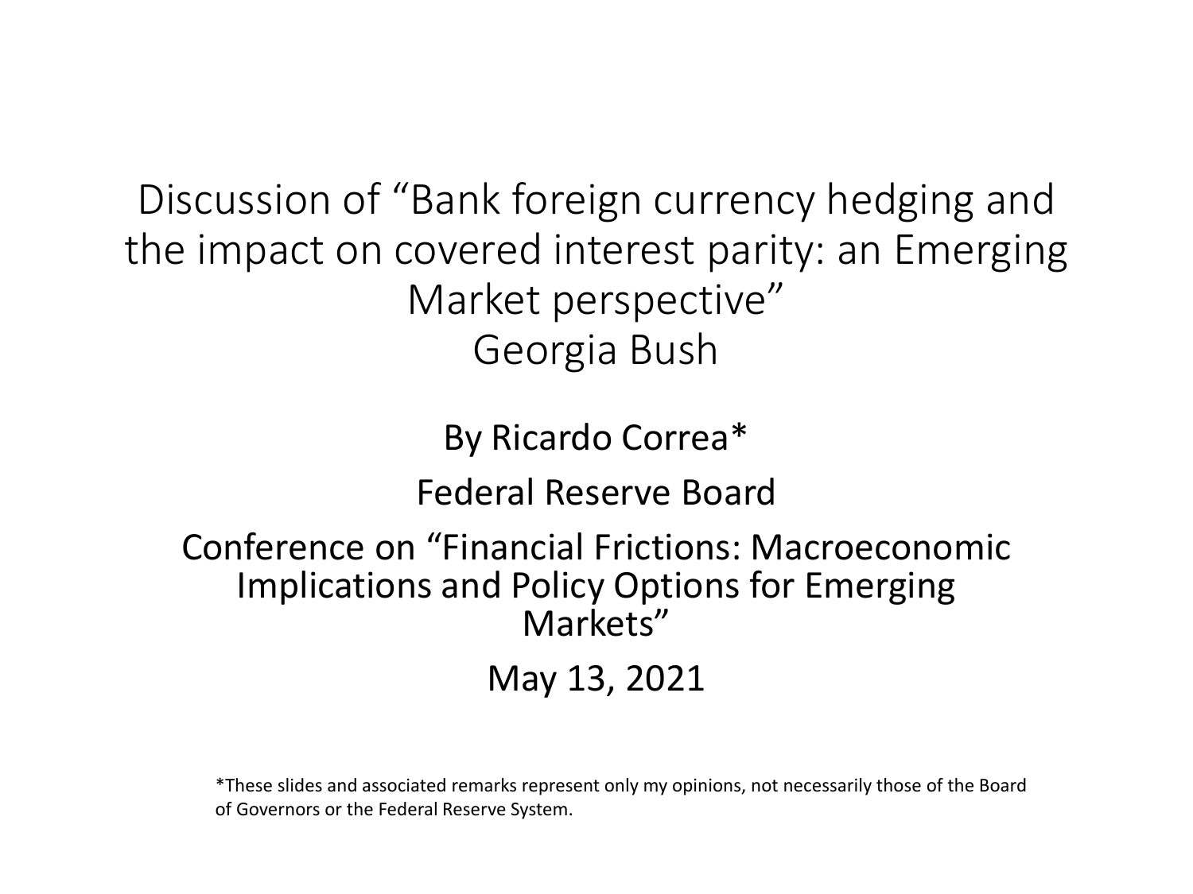# Discussion of "Bank foreign currency hedging and the impact on covered interest parity: an Emerging Market perspective"

Georgia Bush

By Ricardo Correa*

Federal Reserve Board

Conference on "Financial Frictions: Macroeconomic Implications and Policy Options for Emerging Markets"

May 13, 2021

*These slides and associated remarks represent only my opinions, not necessarily those of the Board of Governors or the Federal Reserve System.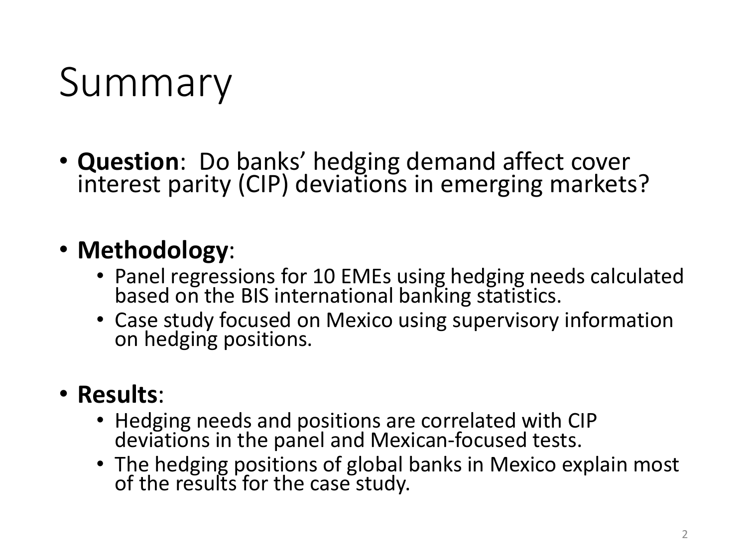# Summary

- **Question**: Do banks' hedging demand affect cover interest parity (CIP) deviations in emerging markets?

- **Methodology**:
  - Panel regressions for 10 EMEs using hedging needs calculated based on the BIS international banking statistics.
  - Case study focused on Mexico using supervisory information on hedging positions.

- **Results**:
  - Hedging needs and positions are correlated with CIP deviations in the panel and Mexican-focused tests.
  - The hedging positions of global banks in Mexico explain most of the results for the case study.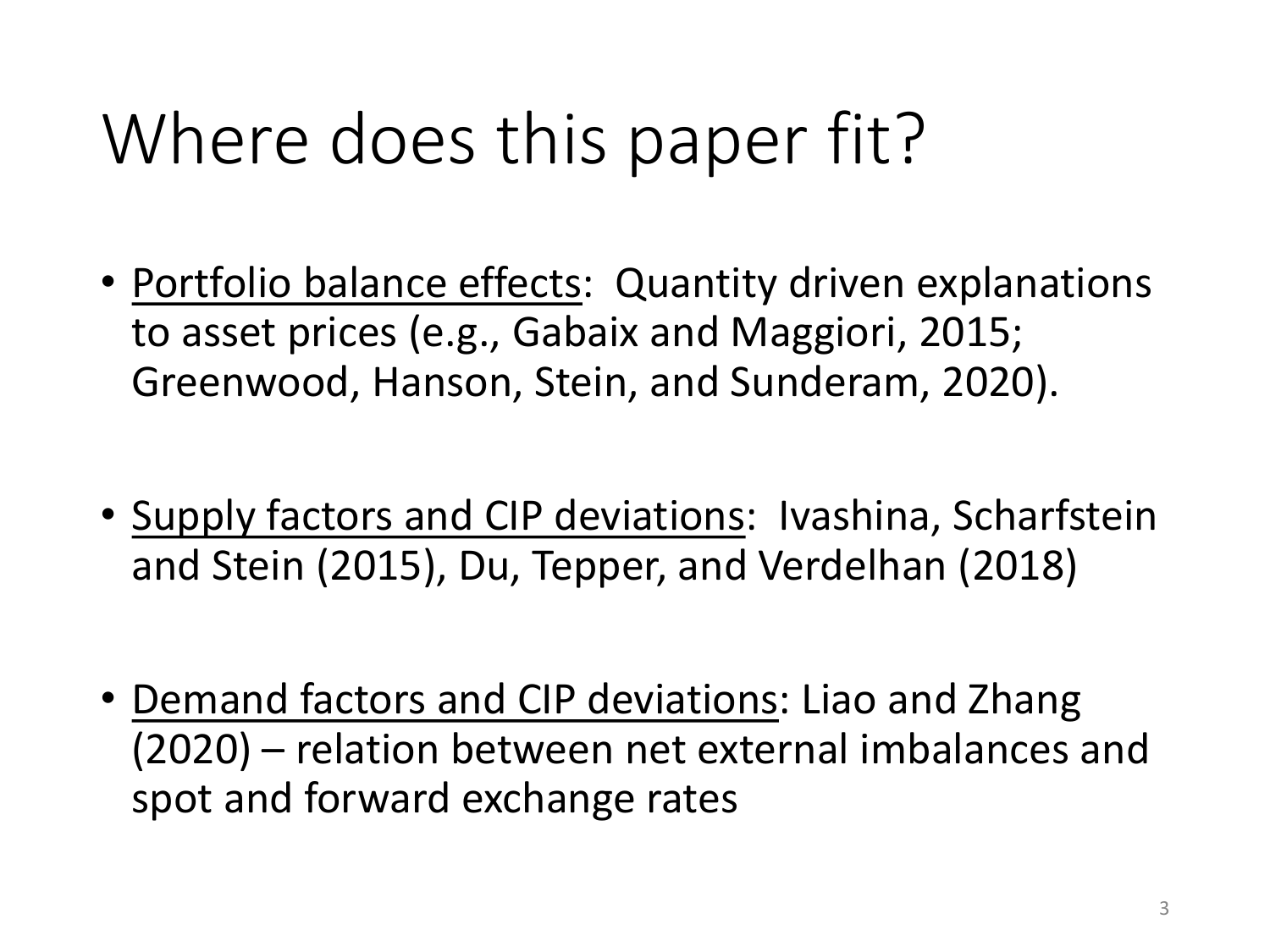# Where does this paper fit?

- <u>Portfolio balance effects</u>: Quantity driven explanations to asset prices (e.g., Gabaix and Maggiori, 2015; Greenwood, Hanson, Stein, and Sunderam, 2020).

- <u>Supply factors and CIP deviations</u>: Ivashina, Scharfstein and Stein (2015), Du, Tepper, and Verdelhan (2018)

- <u>Demand factors and CIP deviations</u>: Liao and Zhang (2020) – relation between net external imbalances and spot and forward exchange rates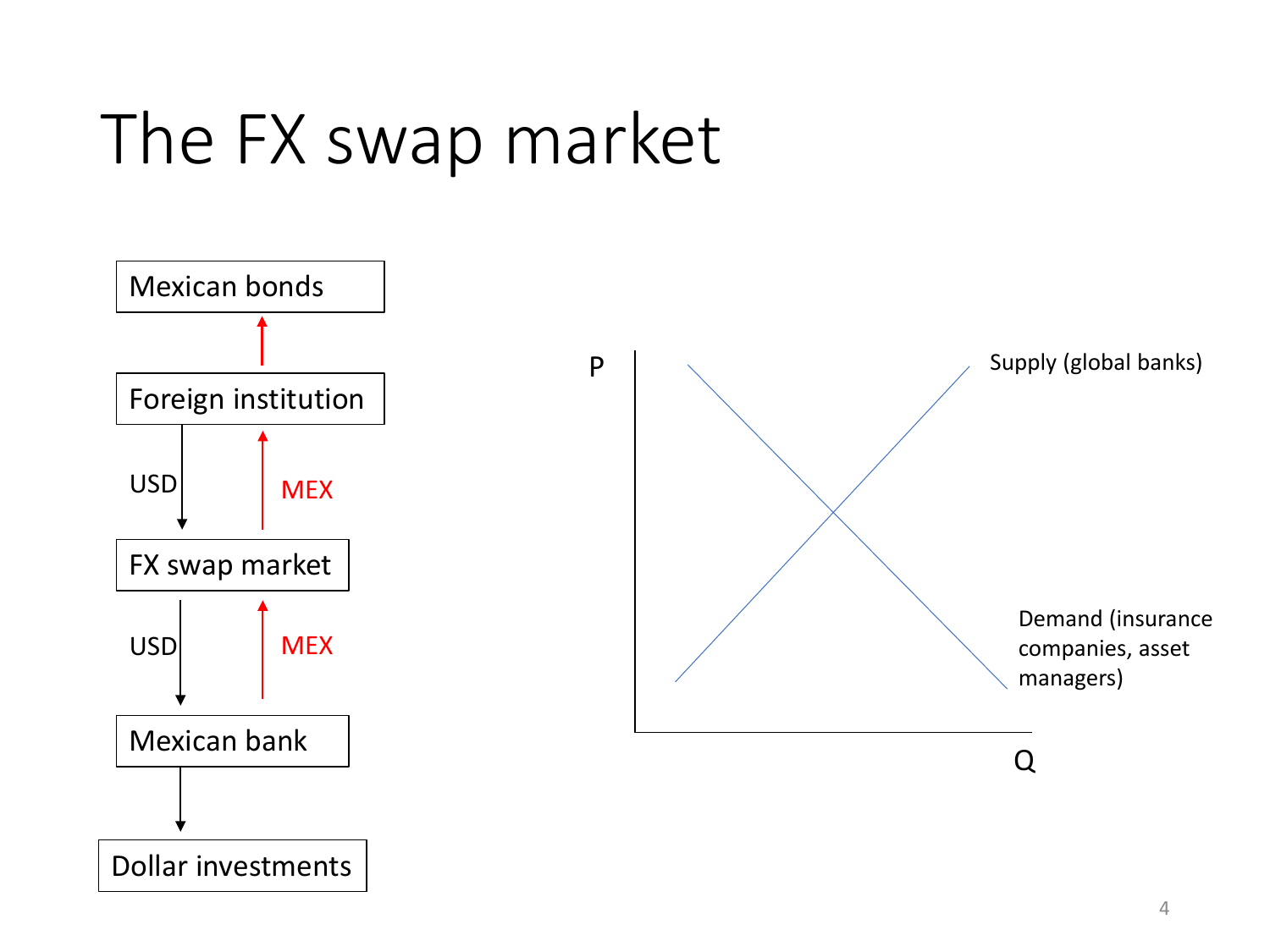# The FX swap market

Mexican bonds

Foreign institution

USD MEX

FX swap market

USD MEX

Mexican bank

Dollar investments

P

Q

Supply (global banks)

Demand (insurance companies, asset managers)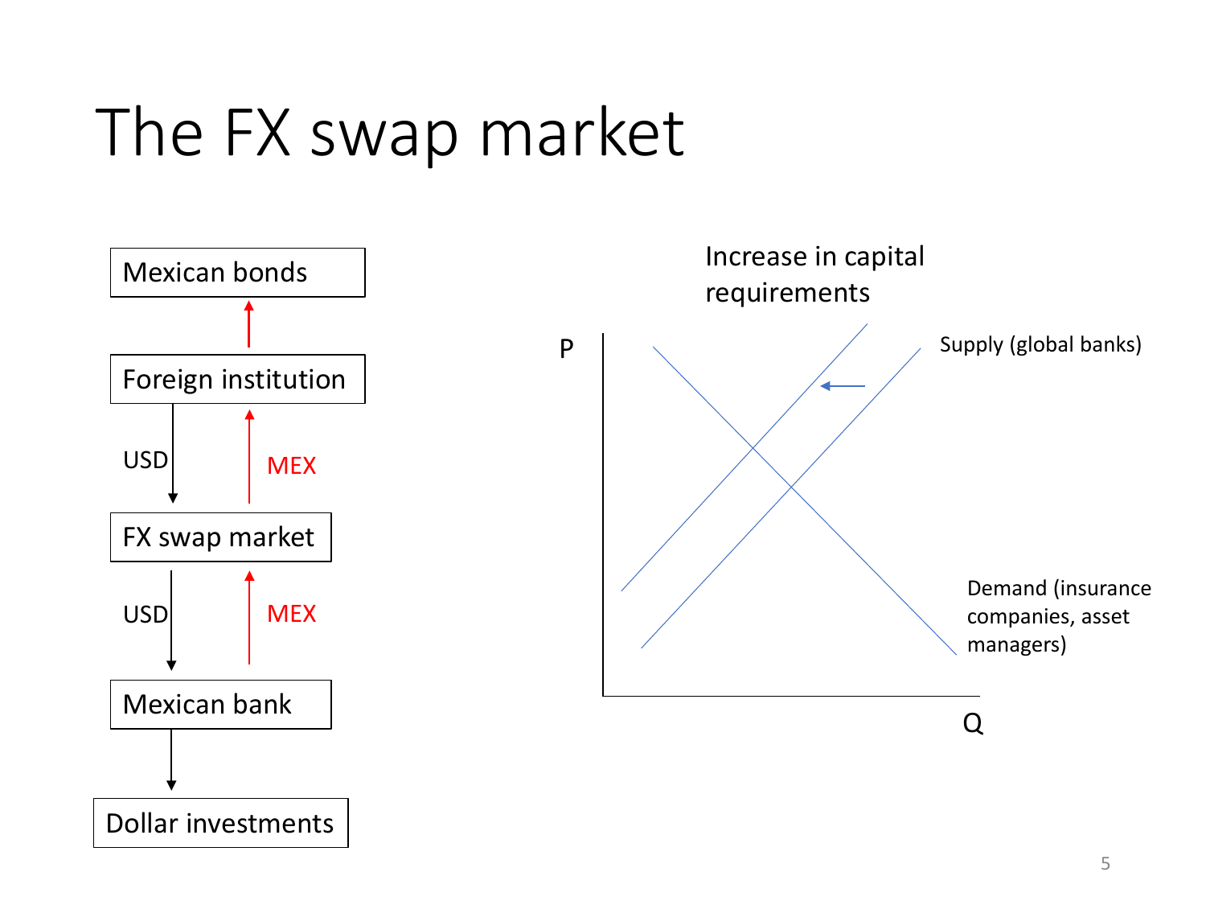# The FX swap market

Mexican bonds

Foreign institution

USD

MEX

FX swap market

USD

MEX

Mexican bank

Dollar investments

Increase in capital requirements

P

Supply (global banks)

Demand (insurance companies, asset managers)

Q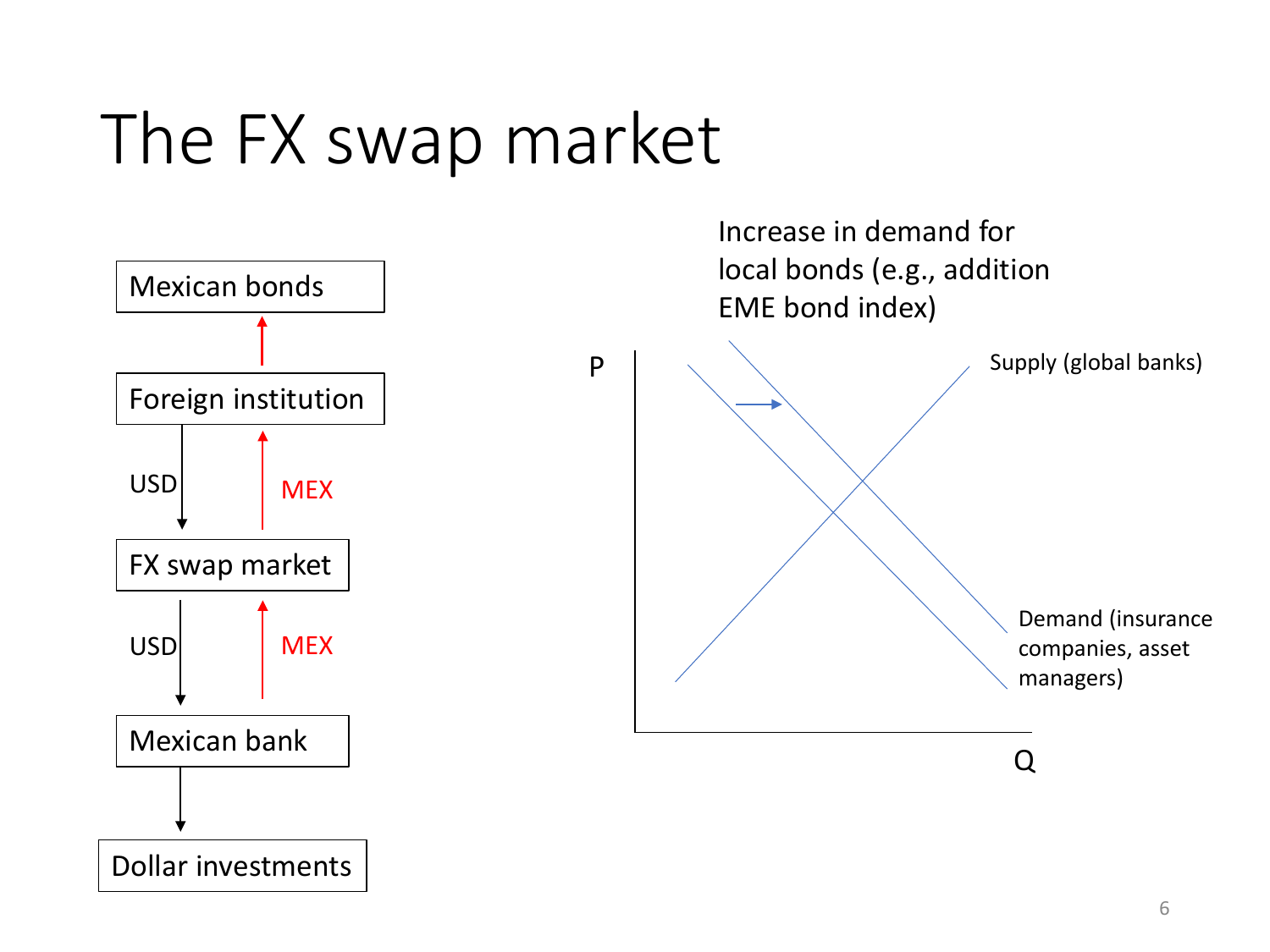# The FX swap market

Mexican bonds

Foreign institution

USD

MEX

FX swap market

USD

MEX

Mexican bank

Dollar investments

Increase in demand for local bonds (e.g., addition EME bond index)

P

Q

Supply (global banks)

Demand (insurance companies, asset managers)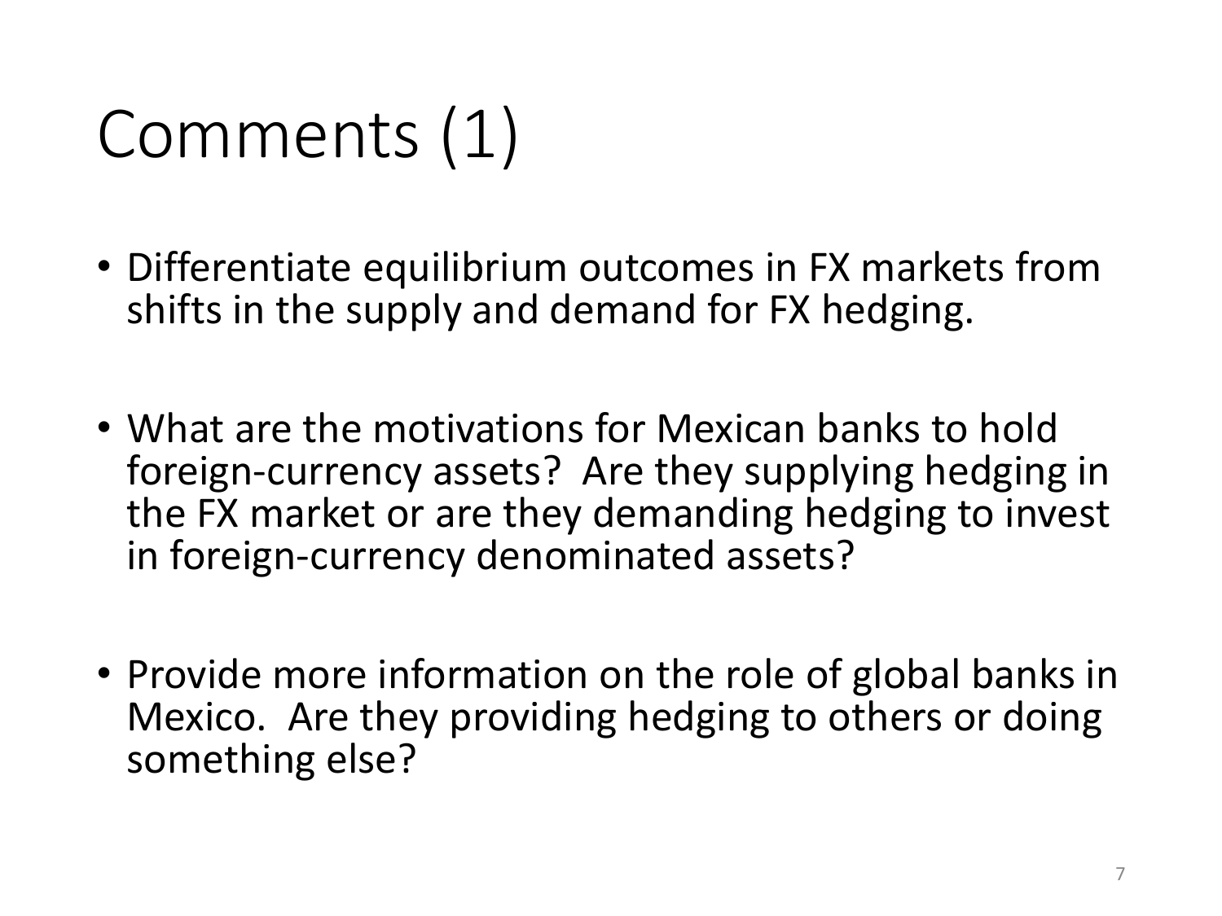# Comments (1)

- Differentiate equilibrium outcomes in FX markets from shifts in the supply and demand for FX hedging.

- What are the motivations for Mexican banks to hold foreign-currency assets? Are they supplying hedging in the FX market or are they demanding hedging to invest in foreign-currency denominated assets?

- Provide more information on the role of global banks in Mexico. Are they providing hedging to others or doing something else?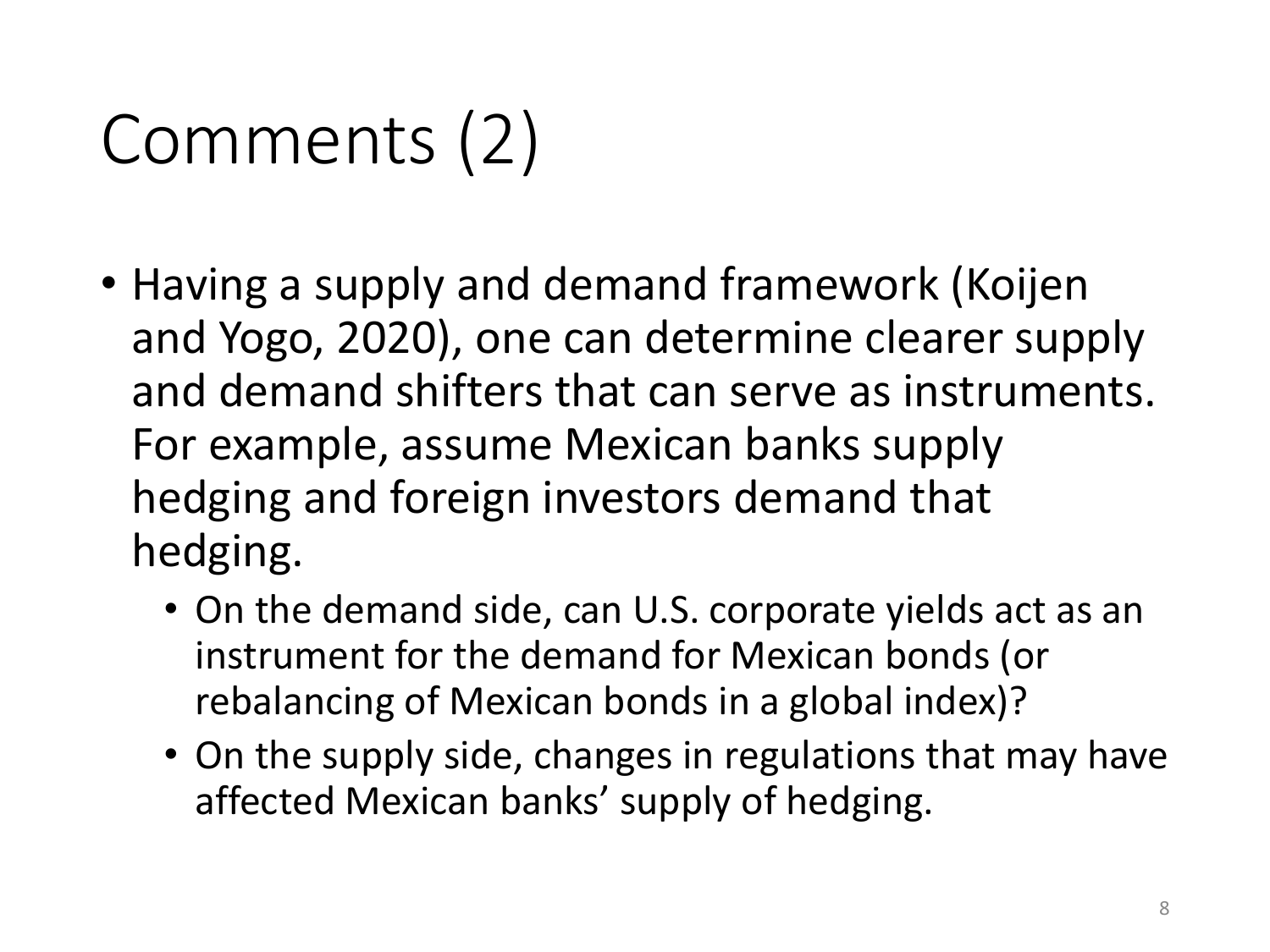# Comments (2)

- Having a supply and demand framework (Koijen and Yogo, 2020), one can determine clearer supply and demand shifters that can serve as instruments. For example, assume Mexican banks supply hedging and foreign investors demand that hedging.
  - On the demand side, can U.S. corporate yields act as an instrument for the demand for Mexican bonds (or rebalancing of Mexican bonds in a global index)?
  - On the supply side, changes in regulations that may have affected Mexican banks' supply of hedging.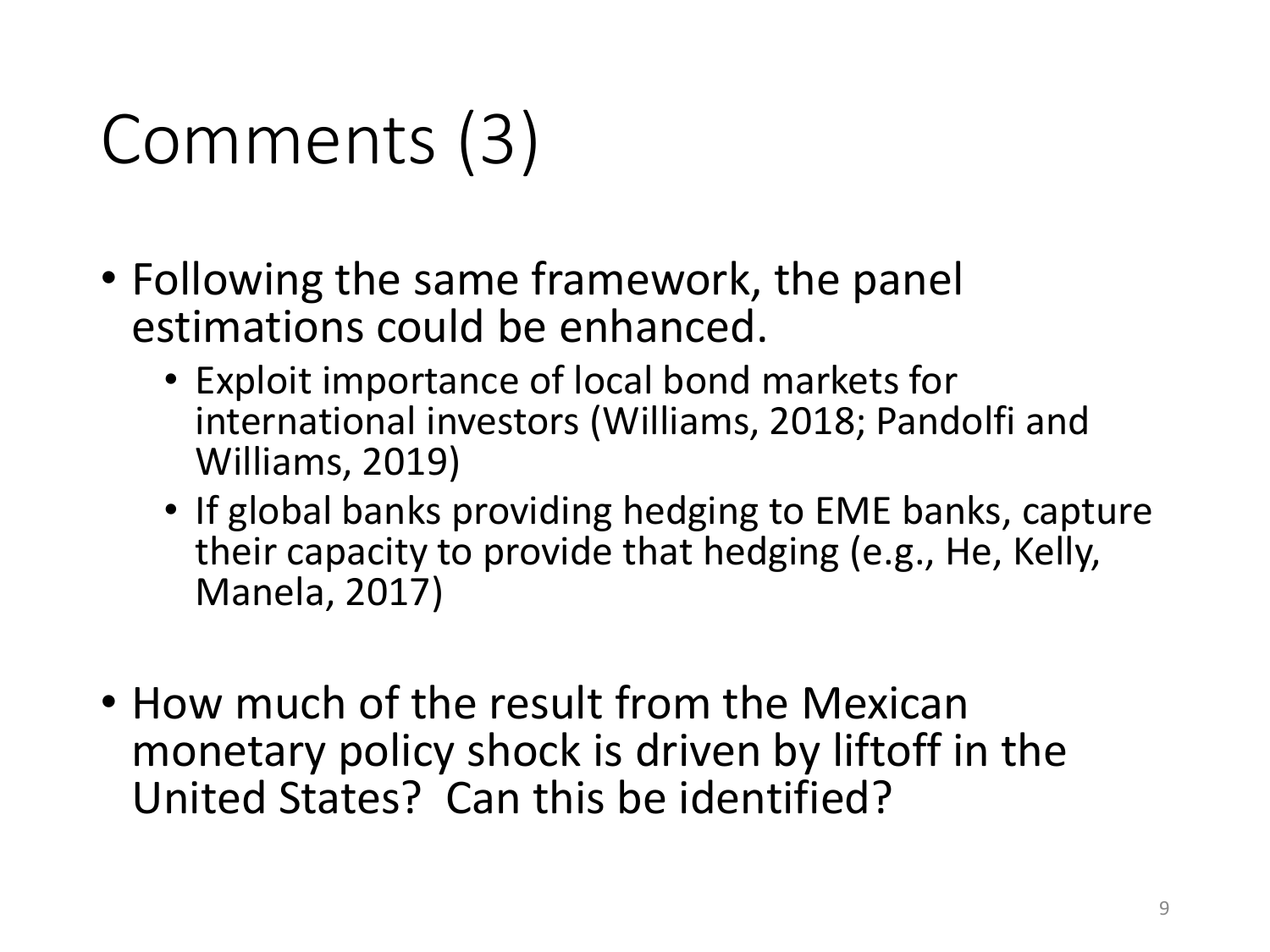# Comments (3)

- Following the same framework, the panel estimations could be enhanced.
  - Exploit importance of local bond markets for international investors (Williams, 2018; Pandolfi and Williams, 2019)
  - If global banks providing hedging to EME banks, capture their capacity to provide that hedging (e.g., He, Kelly, Manela, 2017)

- How much of the result from the Mexican monetary policy shock is driven by liftoff in the United States? Can this be identified?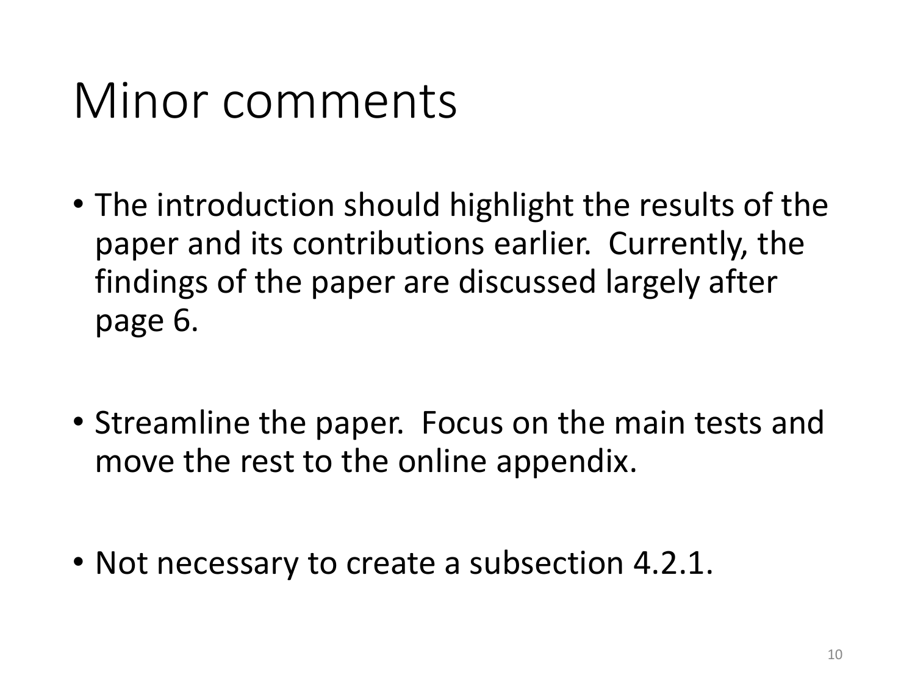# Minor comments

- The introduction should highlight the results of the paper and its contributions earlier.  Currently, the findings of the paper are discussed largely after page 6.

- Streamline the paper.  Focus on the main tests and move the rest to the online appendix.

- Not necessary to create a subsection 4.2.1.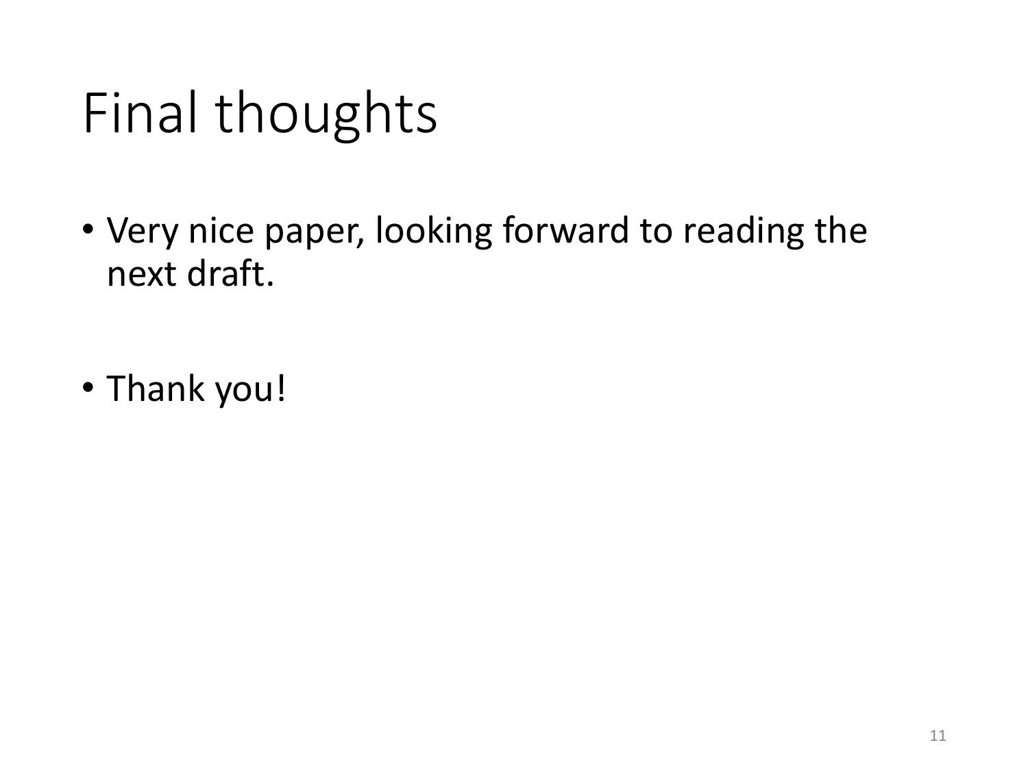# Final thoughts

- Very nice paper, looking forward to reading the next draft.

- Thank you!